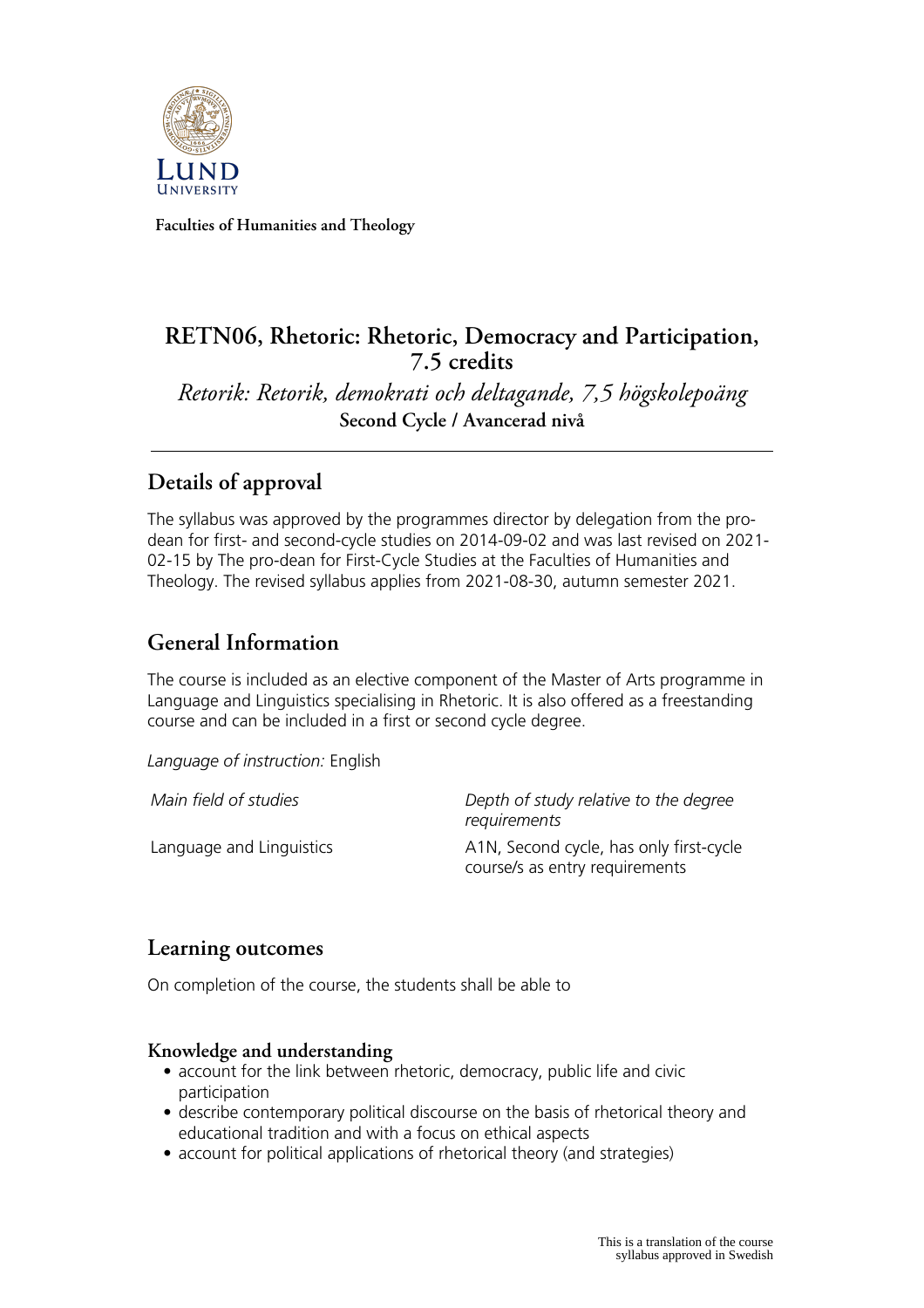Faculties of Humanities and Theology

# RETN06, Rhetoric: Rhetoric, Democracy and Participation, 7.5 credits

*Retorik: Retorik, demokrati och deltagande, 7,5 högskolepoäng*

**Second Cycle / Avancerad nivå**

## Details of approval

The syllabus was approved by the programmes director by delegation from the pro-dean for first- and second-cycle studies on 2014-09-02 and was last revised on 2021-02-15 by The pro-dean for First-Cycle Studies at the Faculties of Humanities and Theology. The revised syllabus applies from 2021-08-30, autumn semester 2021.

## General Information

The course is included as an elective component of the Master of Arts programme in Language and Linguistics specialising in Rhetoric. It is also offered as a freestanding course and can be included in a first or second cycle degree.

*Language of instruction:* English

| *Main field of studies* | *Depth of study relative to the degree requirements* |
|---|---|
| Language and Linguistics | A1N, Second cycle, has only first-cycle course/s as entry requirements |

## Learning outcomes

On completion of the course, the students shall be able to

### Knowledge and understanding

- account for the link between rhetoric, democracy, public life and civic participation
- describe contemporary political discourse on the basis of rhetorical theory and educational tradition and with a focus on ethical aspects
- account for political applications of rhetorical theory (and strategies)

This is a translation of the course syllabus approved in Swedish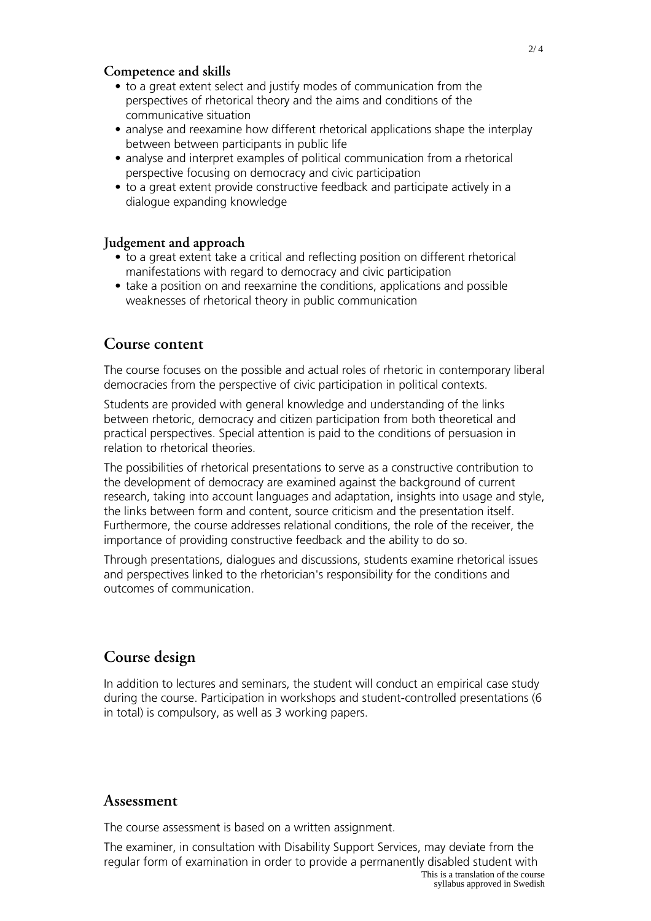### Competence and skills

- to a great extent select and justify modes of communication from the perspectives of rhetorical theory and the aims and conditions of the communicative situation
- analyse and reexamine how different rhetorical applications shape the interplay between between participants in public life
- analyse and interpret examples of political communication from a rhetorical perspective focusing on democracy and civic participation
- to a great extent provide constructive feedback and participate actively in a dialogue expanding knowledge

### Judgement and approach

- to a great extent take a critical and reflecting position on different rhetorical manifestations with regard to democracy and civic participation
- take a position on and reexamine the conditions, applications and possible weaknesses of rhetorical theory in public communication

## Course content

The course focuses on the possible and actual roles of rhetoric in contemporary liberal democracies from the perspective of civic participation in political contexts.

Students are provided with general knowledge and understanding of the links between rhetoric, democracy and citizen participation from both theoretical and practical perspectives. Special attention is paid to the conditions of persuasion in relation to rhetorical theories.

The possibilities of rhetorical presentations to serve as a constructive contribution to the development of democracy are examined against the background of current research, taking into account languages and adaptation, insights into usage and style, the links between form and content, source criticism and the presentation itself. Furthermore, the course addresses relational conditions, the role of the receiver, the importance of providing constructive feedback and the ability to do so.

Through presentations, dialogues and discussions, students examine rhetorical issues and perspectives linked to the rhetorician's responsibility for the conditions and outcomes of communication.

## Course design

In addition to lectures and seminars, the student will conduct an empirical case study during the course. Participation in workshops and student-controlled presentations (6 in total) is compulsory, as well as 3 working papers.

## Assessment

The course assessment is based on a written assignment.

The examiner, in consultation with Disability Support Services, may deviate from the regular form of examination in order to provide a permanently disabled student with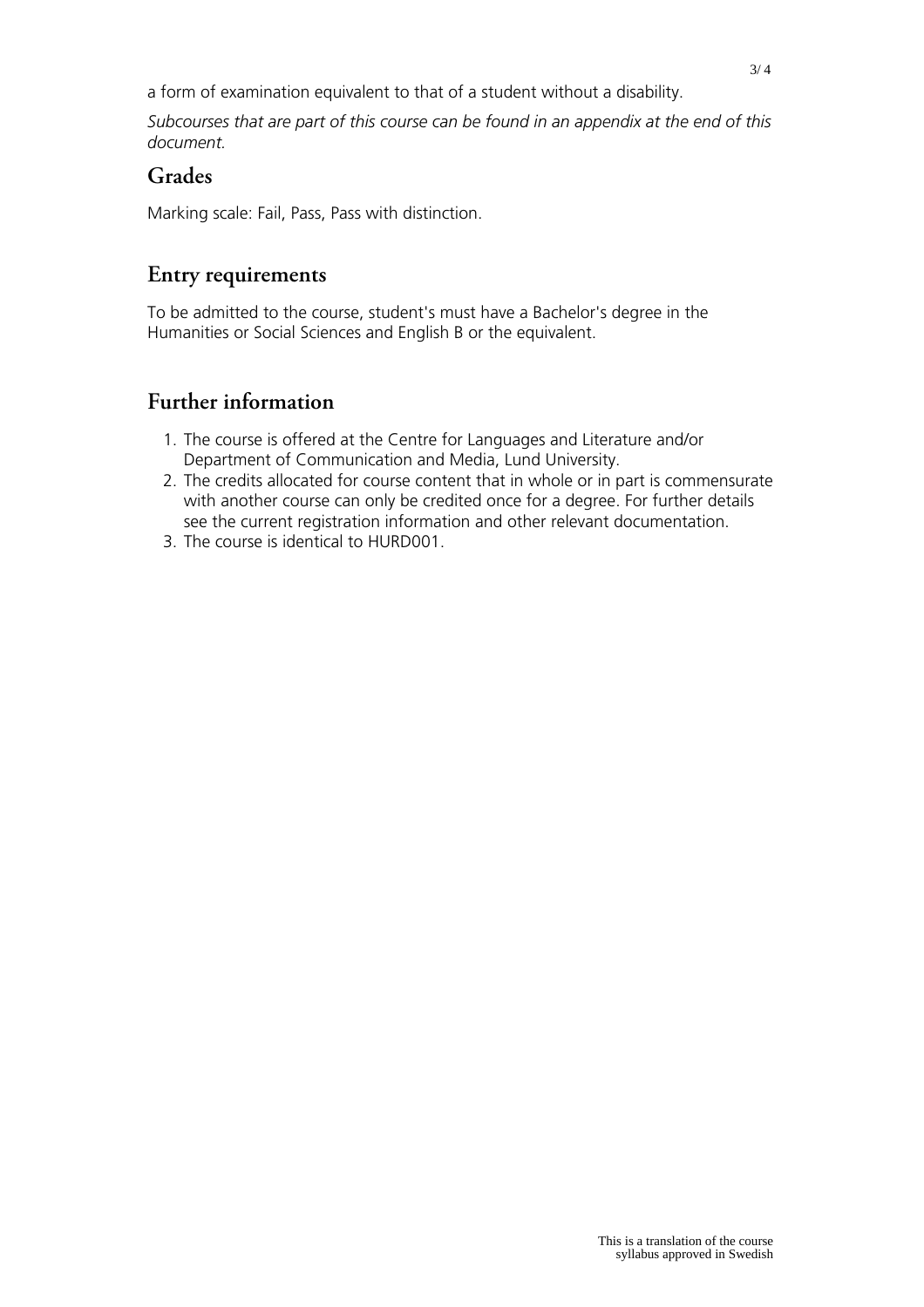a form of examination equivalent to that of a student without a disability.

*Subcourses that are part of this course can be found in an appendix at the end of this document.*

## Grades

Marking scale: Fail, Pass, Pass with distinction.

## Entry requirements

To be admitted to the course, student's must have a Bachelor's degree in the Humanities or Social Sciences and English B or the equivalent.

## Further information

1. The course is offered at the Centre for Languages and Literature and/or Department of Communication and Media, Lund University.
2. The credits allocated for course content that in whole or in part is commensurate with another course can only be credited once for a degree. For further details see the current registration information and other relevant documentation.
3. The course is identical to HURD001.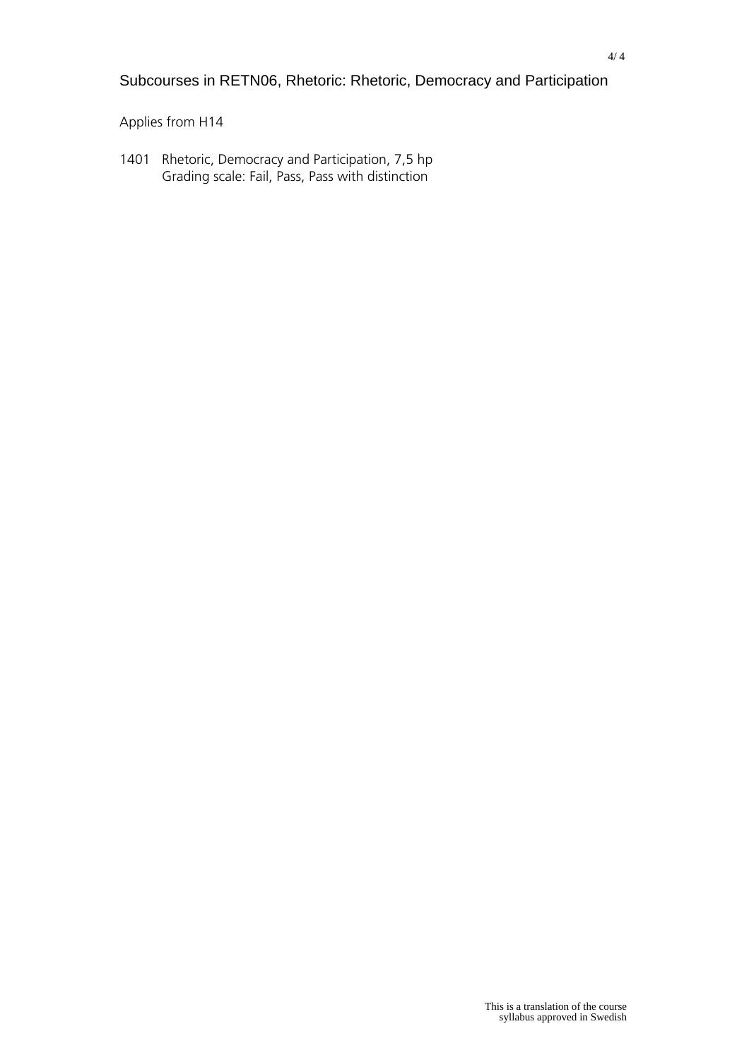## Subcourses in RETN06, Rhetoric: Rhetoric, Democracy and Participation

Applies from H14

1401 Rhetoric, Democracy and Participation, 7,5 hp
Grading scale: Fail, Pass, Pass with distinction

This is a translation of the course syllabus approved in Swedish